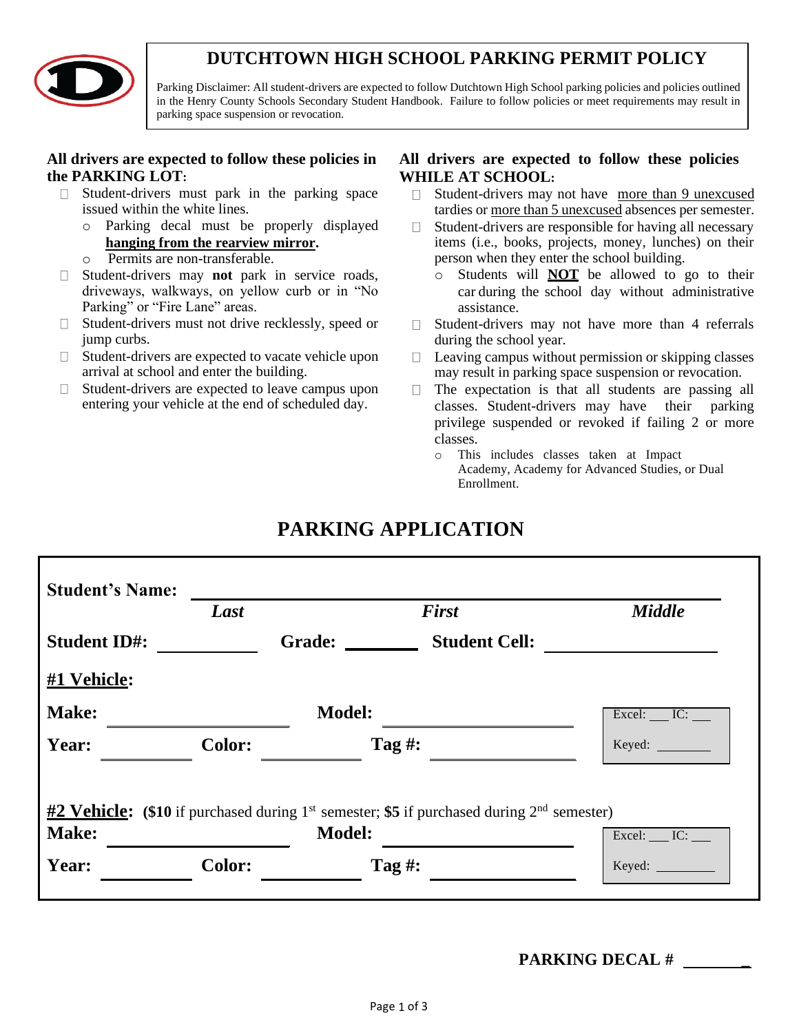# DUTCHTOWN HIGH SCHOOL PARKING PERMIT POLICY

Parking Disclaimer: All student-drivers are expected to follow Dutchtown High School parking policies and policies outlined in the Henry County Schools Secondary Student Handbook. Failure to follow policies or meet requirements may result in parking space suspension or revocation.

**All drivers are expected to follow these policies in the PARKING LOT:**

- Student-drivers must park in the parking space issued within the white lines.
  - Parking decal must be properly displayed **hanging from the rearview mirror**.
  - Permits are non-transferable.
- Student-drivers may **not** park in service roads, driveways, walkways, on yellow curb or in "No Parking" or "Fire Lane" areas.
- Student-drivers must not drive recklessly, speed or jump curbs.
- Student-drivers are expected to vacate vehicle upon arrival at school and enter the building.
- Student-drivers are expected to leave campus upon entering your vehicle at the end of scheduled day.

**All drivers are expected to follow these policies WHILE AT SCHOOL:**

- Student-drivers may not have more than 9 unexcused tardies or more than 5 unexcused absences per semester.
- Student-drivers are responsible for having all necessary items (i.e., books, projects, money, lunches) on their person when they enter the school building.
  - Students will **NOT** be allowed to go to their car during the school day without administrative assistance.
- Student-drivers may not have more than 4 referrals during the school year.
- Leaving campus without permission or skipping classes may result in parking space suspension or revocation.
- The expectation is that all students are passing all classes. Student-drivers may have their parking privilege suspended or revoked if failing 2 or more classes.
  - This includes classes taken at Impact Academy, Academy for Advanced Studies, or Dual Enrollment.

## PARKING APPLICATION

**Student's Name:** ______________________________________________
*Last* *First* *Middle*

**Student ID#:** __________ **Grade:** ________ **Student Cell:** ______________

**#1 Vehicle:**

**Make:** ______________ **Model:** ______________ Excel: ___ IC: ___

**Year:** __________ **Color:** __________ **Tag #:** ______________ Keyed: ________

**#2 Vehicle:** (**$10** if purchased during 1st semester; **$5** if purchased during 2nd semester)

**Make:** ______________ **Model:** ______________ Excel: ___ IC: ___

**Year:** __________ **Color:** __________ **Tag #:** ______________ Keyed: ________

**PARKING DECAL #** ________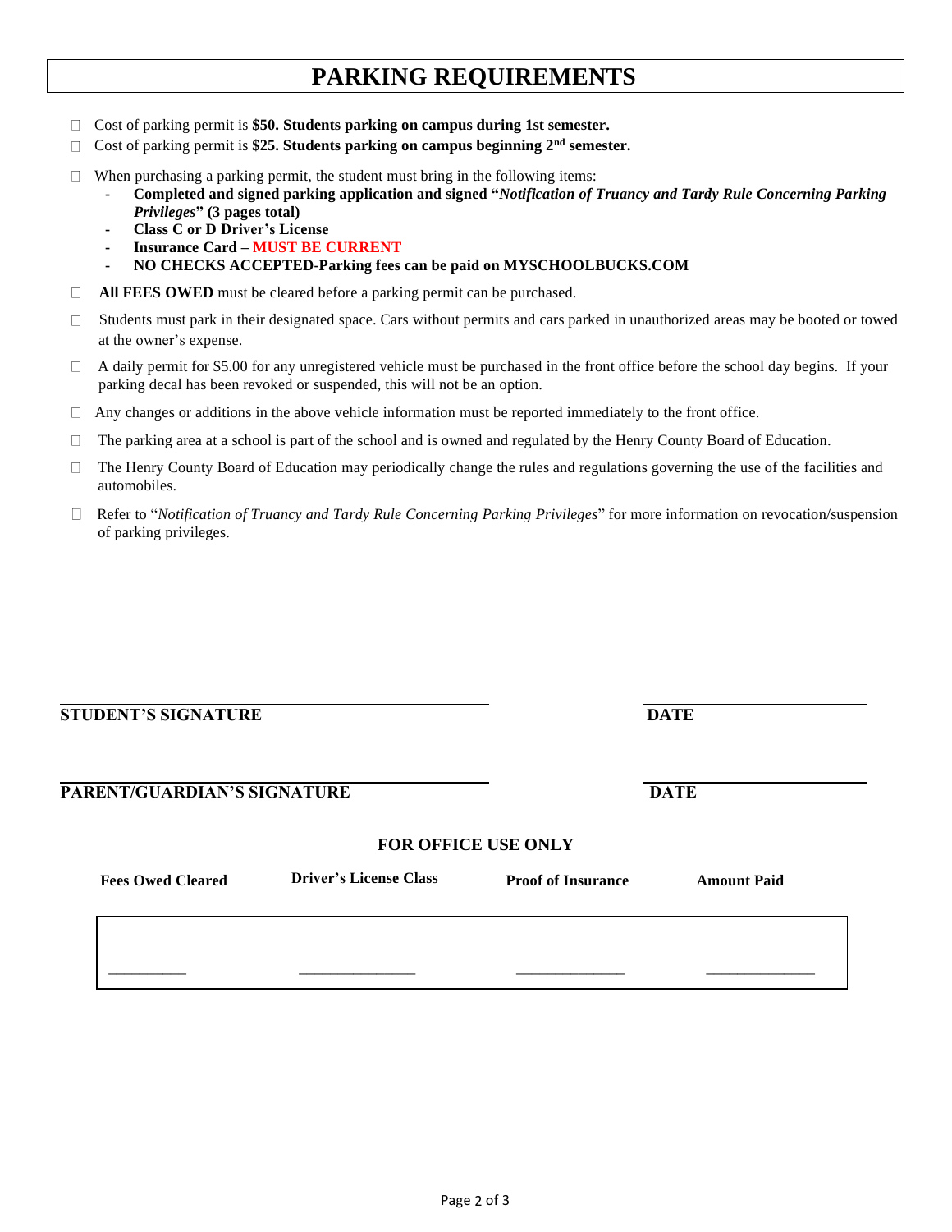# PARKING REQUIREMENTS

- Cost of parking permit is **$50. Students parking on campus during 1st semester.**
- Cost of parking permit is **$25. Students parking on campus beginning 2nd semester.**
- When purchasing a parking permit, the student must bring in the following items:
  - **Completed and signed parking application and signed "*Notification of Truancy and Tardy Rule Concerning Parking Privileges*" (3 pages total)**
  - **Class C or D Driver's License**
  - **Insurance Card – MUST BE CURRENT**
  - **NO CHECKS ACCEPTED-Parking fees can be paid on MYSCHOOLBUCKS.COM**
- **All FEES OWED** must be cleared before a parking permit can be purchased.
- Students must park in their designated space. Cars without permits and cars parked in unauthorized areas may be booted or towed at the owner's expense.
- A daily permit for $5.00 for any unregistered vehicle must be purchased in the front office before the school day begins. If your parking decal has been revoked or suspended, this will not be an option.
- Any changes or additions in the above vehicle information must be reported immediately to the front office.
- The parking area at a school is part of the school and is owned and regulated by the Henry County Board of Education.
- The Henry County Board of Education may periodically change the rules and regulations governing the use of the facilities and automobiles.
- Refer to "*Notification of Truancy and Tardy Rule Concerning Parking Privileges*" for more information on revocation/suspension of parking privileges.

______________________________ ______________
**STUDENT'S SIGNATURE** **DATE**

______________________________ ______________
**PARENT/GUARDIAN'S SIGNATURE** **DATE**

**FOR OFFICE USE ONLY**

| Fees Owed Cleared | Driver's License Class | Proof of Insurance | Amount Paid |
|---|---|---|---|
| ________ | ____________ | ____________ | ____________ |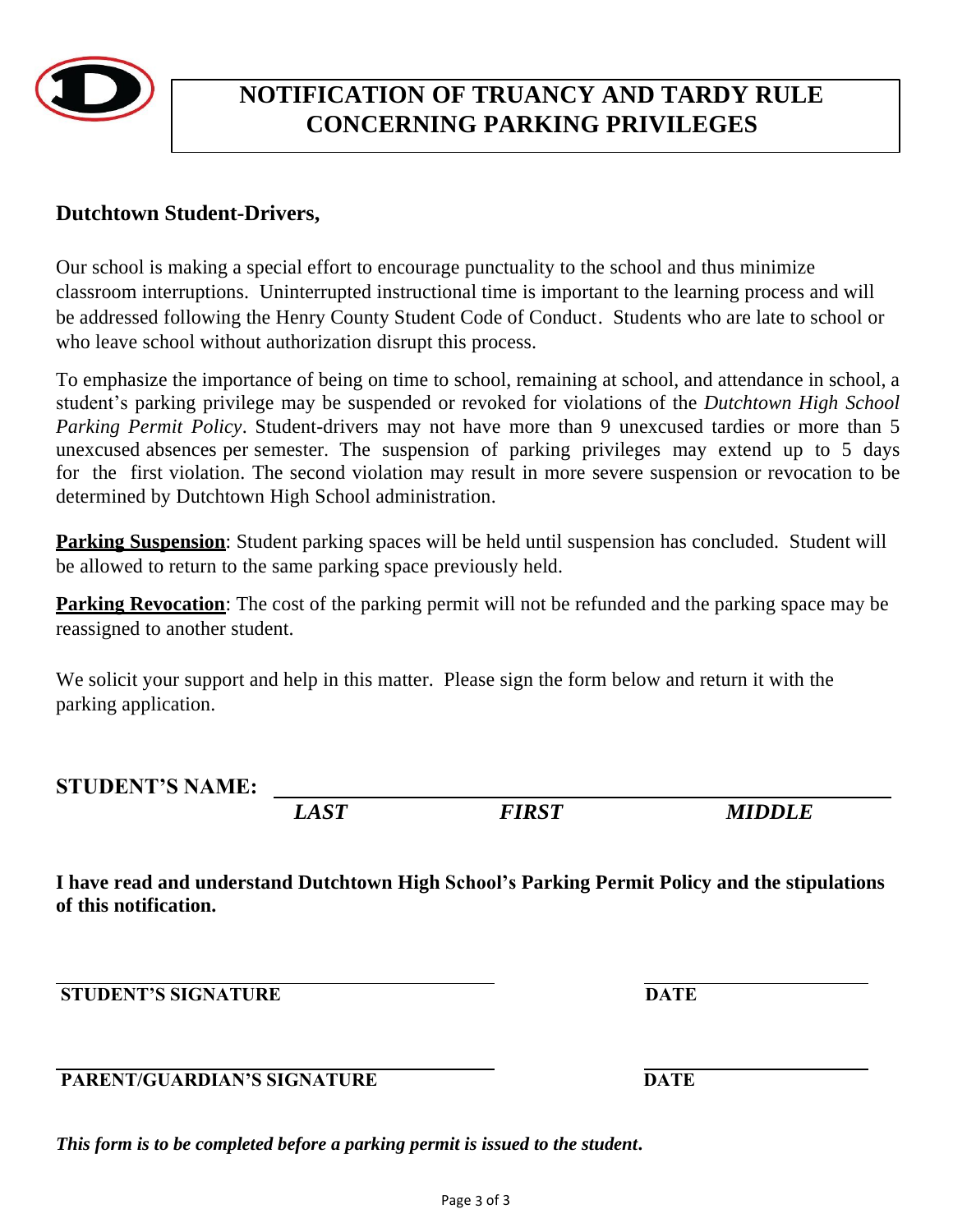# NOTIFICATION OF TRUANCY AND TARDY RULE CONCERNING PARKING PRIVILEGES

**Dutchtown Student-Drivers,**

Our school is making a special effort to encourage punctuality to the school and thus minimize classroom interruptions. Uninterrupted instructional time is important to the learning process and will be addressed following the Henry County Student Code of Conduct. Students who are late to school or who leave school without authorization disrupt this process.

To emphasize the importance of being on time to school, remaining at school, and attendance in school, a student's parking privilege may be suspended or revoked for violations of the *Dutchtown High School Parking Permit Policy*. Student-drivers may not have more than 9 unexcused tardies or more than 5 unexcused absences per semester. The suspension of parking privileges may extend up to 5 days for the first violation. The second violation may result in more severe suspension or revocation to be determined by Dutchtown High School administration.

**Parking Suspension**: Student parking spaces will be held until suspension has concluded. Student will be allowed to return to the same parking space previously held.

**Parking Revocation**: The cost of the parking permit will not be refunded and the parking space may be reassigned to another student.

We solicit your support and help in this matter. Please sign the form below and return it with the parking application.

**STUDENT'S NAME:** ______________________________________________

***LAST*** ***FIRST*** ***MIDDLE***

**I have read and understand Dutchtown High School's Parking Permit Policy and the stipulations of this notification.**

______________________________ ______________

**STUDENT'S SIGNATURE** **DATE**

______________________________ ______________

**PARENT/GUARDIAN'S SIGNATURE** **DATE**

***This form is to be completed before a parking permit is issued to the student.***